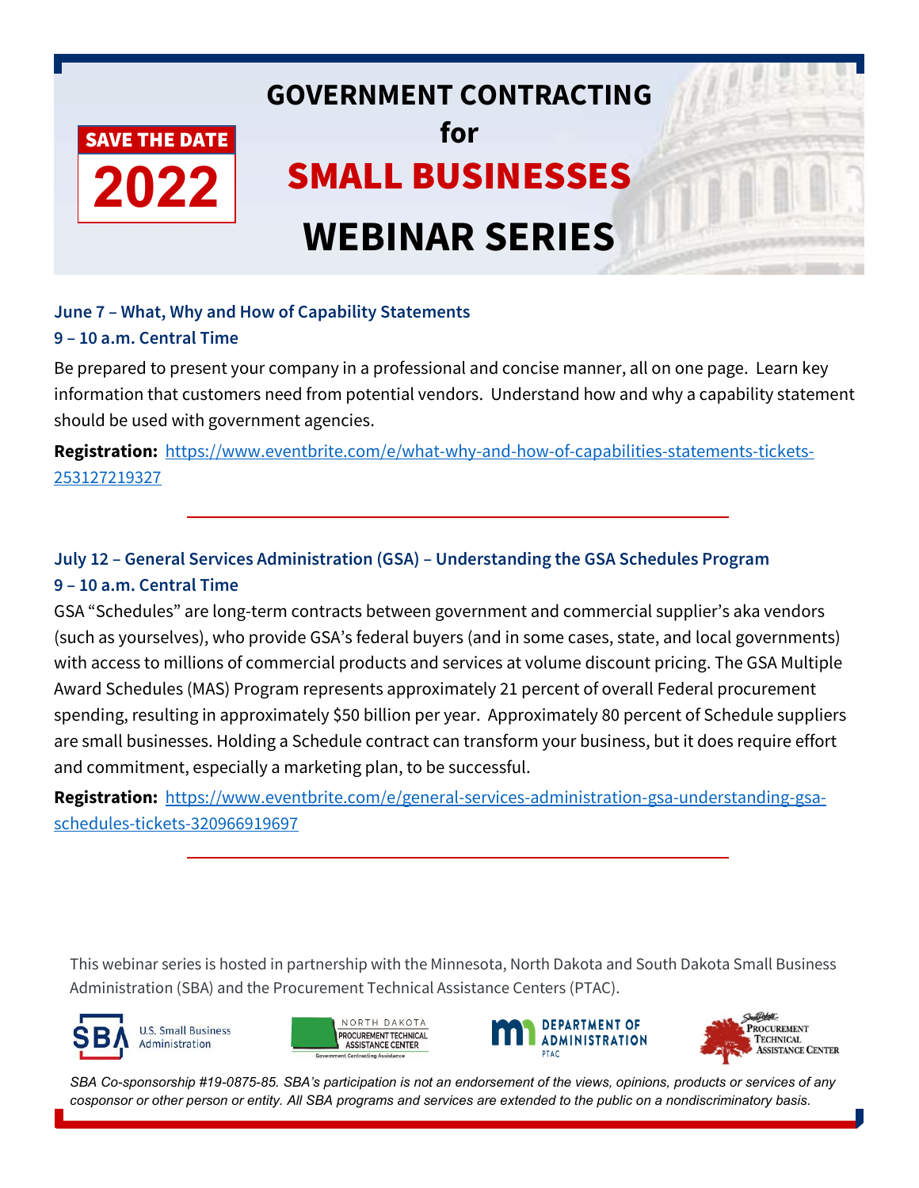**SAVE THE DATE**

**2022**

# GOVERNMENT CONTRACTING for SMALL BUSINESSES WEBINAR SERIES

### June 7 – What, Why and How of Capability Statements
**9 – 10 a.m. Central Time**

Be prepared to present your company in a professional and concise manner, all on one page. Learn key information that customers need from potential vendors. Understand how and why a capability statement should be used with government agencies.

**Registration:** https://www.eventbrite.com/e/what-why-and-how-of-capabilities-statements-tickets-253127219327

---

### July 12 – General Services Administration (GSA) – Understanding the GSA Schedules Program
**9 – 10 a.m. Central Time**

GSA "Schedules" are long-term contracts between government and commercial supplier's aka vendors (such as yourselves), who provide GSA's federal buyers (and in some cases, state, and local governments) with access to millions of commercial products and services at volume discount pricing. The GSA Multiple Award Schedules (MAS) Program represents approximately 21 percent of overall Federal procurement spending, resulting in approximately $50 billion per year. Approximately 80 percent of Schedule suppliers are small businesses. Holding a Schedule contract can transform your business, but it does require effort and commitment, especially a marketing plan, to be successful.

**Registration:** https://www.eventbrite.com/e/general-services-administration-gsa-understanding-gsa-schedules-tickets-320966919697

---

This webinar series is hosted in partnership with the Minnesota, North Dakota and South Dakota Small Business Administration (SBA) and the Procurement Technical Assistance Centers (PTAC).

U.S. Small Business Administration | North Dakota Procurement Technical Assistance Center – Government Contracting Assistance | Department of Administration PTAC | South Dakota Procurement Technical Assistance Center

*SBA Co-sponsorship #19-0875-85. SBA's participation is not an endorsement of the views, opinions, products or services of any cosponsor or other person or entity. All SBA programs and services are extended to the public on a nondiscriminatory basis.*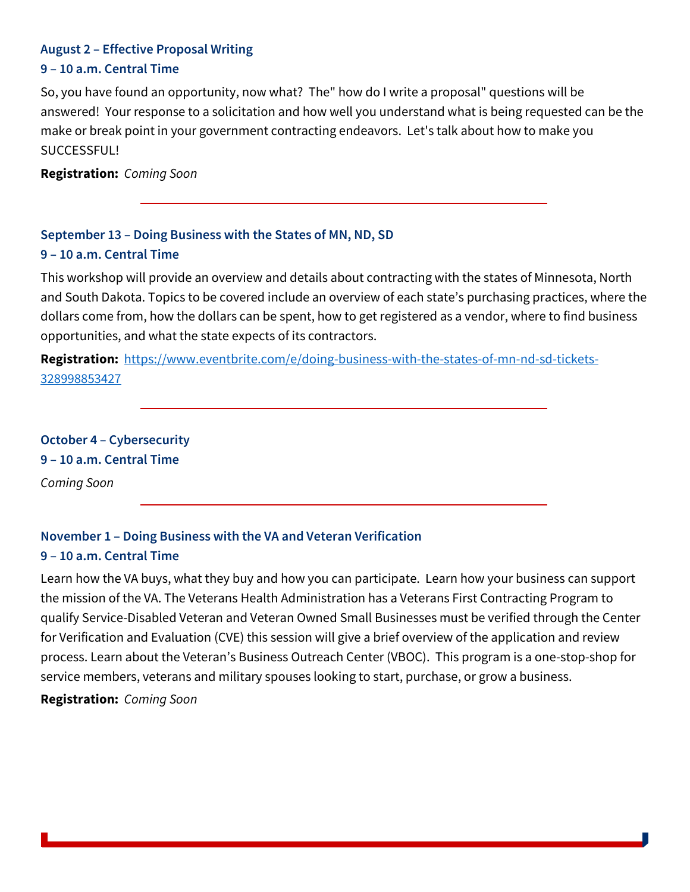### August 2 – Effective Proposal Writing

**9 – 10 a.m. Central Time**

So, you have found an opportunity, now what?  The" how do I write a proposal" questions will be answered!  Your response to a solicitation and how well you understand what is being requested can be the make or break point in your government contracting endeavors.  Let's talk about how to make you SUCCESSFUL!

**Registration:** *Coming Soon*

---

### September 13 – Doing Business with the States of MN, ND, SD

**9 – 10 a.m. Central Time**

This workshop will provide an overview and details about contracting with the states of Minnesota, North and South Dakota. Topics to be covered include an overview of each state's purchasing practices, where the dollars come from, how the dollars can be spent, how to get registered as a vendor, where to find business opportunities, and what the state expects of its contractors.

**Registration:** [https://www.eventbrite.com/e/doing-business-with-the-states-of-mn-nd-sd-tickets-328998853427](https://www.eventbrite.com/e/doing-business-with-the-states-of-mn-nd-sd-tickets-328998853427)

---

### October 4 – Cybersecurity

**9 – 10 a.m. Central Time**

*Coming Soon*

---

### November 1 – Doing Business with the VA and Veteran Verification

**9 – 10 a.m. Central Time**

Learn how the VA buys, what they buy and how you can participate.  Learn how your business can support the mission of the VA. The Veterans Health Administration has a Veterans First Contracting Program to qualify Service-Disabled Veteran and Veteran Owned Small Businesses must be verified through the Center for Verification and Evaluation (CVE) this session will give a brief overview of the application and review process. Learn about the Veteran's Business Outreach Center (VBOC).  This program is a one-stop-shop for service members, veterans and military spouses looking to start, purchase, or grow a business.

**Registration:** *Coming Soon*